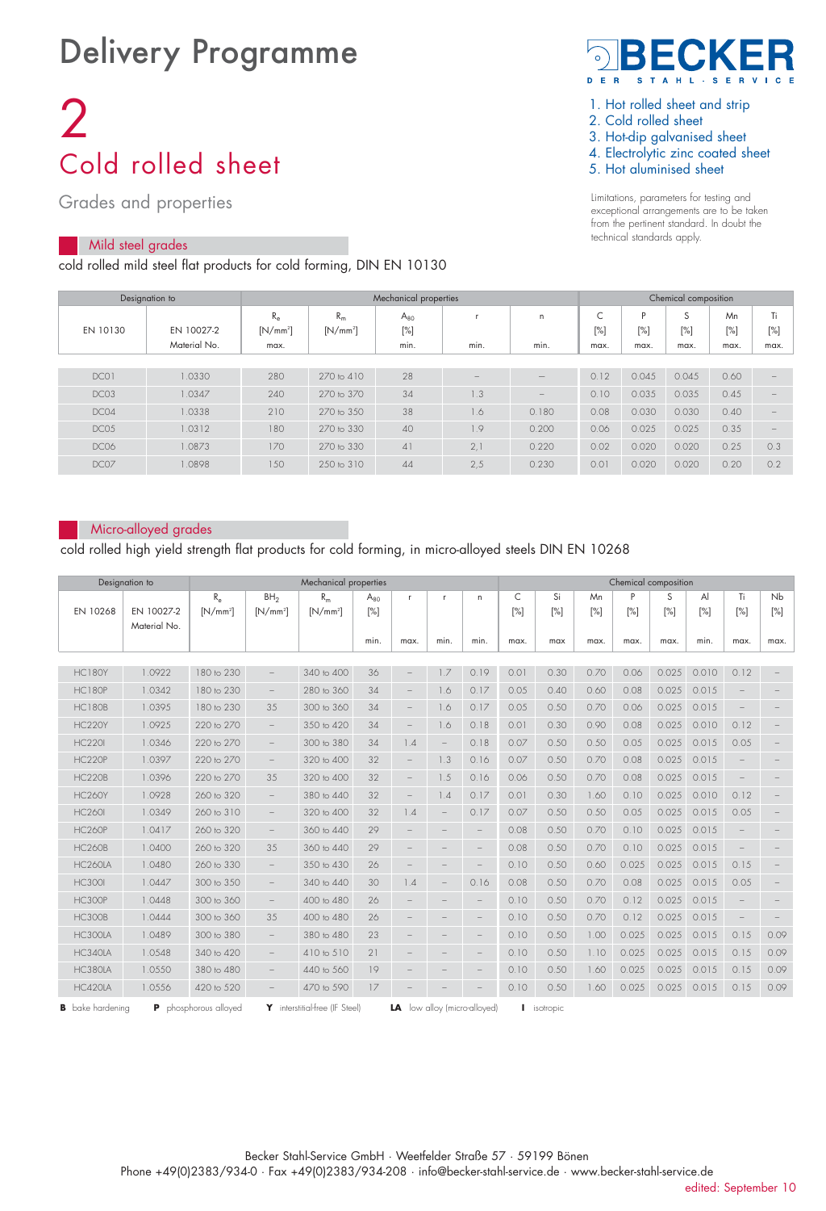# Delivery Programme

# 2
## Cold rolled sheet

Grades and properties

1. Hot rolled sheet and strip
2. Cold rolled sheet
3. Hot-dip galvanised sheet
4. Electrolytic zinc coated sheet
5. Hot aluminised sheet

Limitations, parameters for testing and exceptional arrangements are to be taken from the pertinent standard. In doubt the technical standards apply.

### Mild steel grades

cold rolled mild steel flat products for cold forming, DIN EN 10130

| Designation to | | Mechanical properties | | | | | Chemical composition | | | | |
|---|---|---|---|---|---|---|---|---|---|---|---|
| EN 10130 | EN 10027-2 Material No. | $R_e$ [N/mm²] max. | $R_m$ [N/mm²] | $A_{80}$ [%] min. | r min. | n min. | C [%] max. | P [%] max. | S [%] max. | Mn [%] max. | Ti [%] max. |
| DC01 | 1.0330 | 280 | 270 to 410 | 28 | – | – | 0.12 | 0.045 | 0.045 | 0.60 | – |
| DC03 | 1.0347 | 240 | 270 to 370 | 34 | 1.3 | – | 0.10 | 0.035 | 0.035 | 0.45 | – |
| DC04 | 1.0338 | 210 | 270 to 350 | 38 | 1.6 | 0.180 | 0.08 | 0.030 | 0.030 | 0.40 | – |
| DC05 | 1.0312 | 180 | 270 to 330 | 40 | 1.9 | 0.200 | 0.06 | 0.025 | 0.025 | 0.35 | – |
| DC06 | 1.0873 | 170 | 270 to 330 | 41 | 2,1 | 0.220 | 0.02 | 0.020 | 0.020 | 0.25 | 0.3 |
| DC07 | 1.0898 | 150 | 250 to 310 | 44 | 2,5 | 0.230 | 0.01 | 0.020 | 0.020 | 0.20 | 0.2 |

### Micro-alloyed grades

cold rolled high yield strength flat products for cold forming, in micro-alloyed steels DIN EN 10268

| Designation to | | Mechanical properties | | | | | | | Chemical composition | | | | | | | |
|---|---|---|---|---|---|---|---|---|---|---|---|---|---|---|---|---|
| EN 10268 | EN 10027-2 Material No. | $R_e$ [N/mm²] | $BH_2$ [N/mm²] | $R_m$ [N/mm²] | $A_{80}$ [%] min. | r max. | r min. | n min. | C [%] max. | Si [%] max | Mn [%] max. | P [%] max. | S [%] max. | Al [%] min. | Ti [%] max. | Nb [%] max. |
| HC180Y | 1.0922 | 180 to 230 | – | 340 to 400 | 36 | – | 1.7 | 0.19 | 0.01 | 0.30 | 0.70 | 0.06 | 0.025 | 0.010 | 0.12 | – |
| HC180P | 1.0342 | 180 to 230 | – | 280 to 360 | 34 | – | 1.6 | 0.17 | 0.05 | 0.40 | 0.60 | 0.08 | 0.025 | 0.015 | – | – |
| HC180B | 1.0395 | 180 to 230 | 35 | 300 to 360 | 34 | – | 1.6 | 0.17 | 0.05 | 0.50 | 0.70 | 0.06 | 0.025 | 0.015 | – | – |
| HC220Y | 1.0925 | 220 to 270 | – | 350 to 420 | 34 | – | 1.6 | 0.18 | 0.01 | 0.30 | 0.90 | 0.08 | 0.025 | 0.010 | 0.12 | – |
| HC220I | 1.0346 | 220 to 270 | – | 300 to 380 | 34 | 1.4 | – | 0.18 | 0.07 | 0.50 | 0.50 | 0.05 | 0.025 | 0.015 | 0.05 | – |
| HC220P | 1.0397 | 220 to 270 | – | 320 to 400 | 32 | – | 1.3 | 0.16 | 0.07 | 0.50 | 0.70 | 0.08 | 0.025 | 0.015 | – | – |
| HC220B | 1.0396 | 220 to 270 | 35 | 320 to 400 | 32 | – | 1.5 | 0.16 | 0.06 | 0.50 | 0.70 | 0.08 | 0.025 | 0.015 | – | – |
| HC260Y | 1.0928 | 260 to 320 | – | 380 to 440 | 32 | – | 1.4 | 0.17 | 0.01 | 0.30 | 1.60 | 0.10 | 0.025 | 0.010 | 0.12 | – |
| HC260I | 1.0349 | 260 to 310 | – | 320 to 400 | 32 | 1.4 | – | 0.17 | 0.07 | 0.50 | 0.50 | 0.05 | 0.025 | 0.015 | 0.05 | – |
| HC260P | 1.0417 | 260 to 320 | – | 360 to 440 | 29 | – | – | – | 0.08 | 0.50 | 0.70 | 0.10 | 0.025 | 0.015 | – | – |
| HC260B | 1.0400 | 260 to 320 | 35 | 360 to 440 | 29 | – | – | – | 0.08 | 0.50 | 0.70 | 0.10 | 0.025 | 0.015 | – | – |
| HC260LA | 1.0480 | 260 to 330 | – | 350 to 430 | 26 | – | – | – | 0.10 | 0.50 | 0.60 | 0.025 | 0.025 | 0.015 | 0.15 | – |
| HC300I | 1.0447 | 300 to 350 | – | 340 to 440 | 30 | 1.4 | – | 0.16 | 0.08 | 0.50 | 0.70 | 0.08 | 0.025 | 0.015 | 0.05 | – |
| HC300P | 1.0448 | 300 to 360 | – | 400 to 480 | 26 | – | – | – | 0.10 | 0.50 | 0.70 | 0.12 | 0.025 | 0.015 | – | – |
| HC300B | 1.0444 | 300 to 360 | 35 | 400 to 480 | 26 | – | – | – | 0.10 | 0.50 | 0.70 | 0.12 | 0.025 | 0.015 | – | – |
| HC300LA | 1.0489 | 300 to 380 | – | 380 to 480 | 23 | – | – | – | 0.10 | 0.50 | 1.00 | 0.025 | 0.025 | 0.015 | 0.15 | 0.09 |
| HC340LA | 1.0548 | 340 to 420 | – | 410 to 510 | 21 | – | – | – | 0.10 | 0.50 | 1.10 | 0.025 | 0.025 | 0.015 | 0.15 | 0.09 |
| HC380LA | 1.0550 | 380 to 480 | – | 440 to 560 | 19 | – | – | – | 0.10 | 0.50 | 1.60 | 0.025 | 0.025 | 0.015 | 0.15 | 0.09 |
| HC420LA | 1.0556 | 420 to 520 | – | 470 to 590 | 17 | – | – | – | 0.10 | 0.50 | 1.60 | 0.025 | 0.025 | 0.015 | 0.15 | 0.09 |

**B** bake hardening **P** phosphorous alloyed **Y** interstitial-free (IF Steel) **LA** low alloy (micro-alloyed) **I** isotropic

Becker Stahl-Service GmbH · Weetfelder Straße 57 · 59199 Bönen
Phone +49(0)2383/934-0 · Fax +49(0)2383/934-208 · info@becker-stahl-service.de · www.becker-stahl-service.de

edited: September 10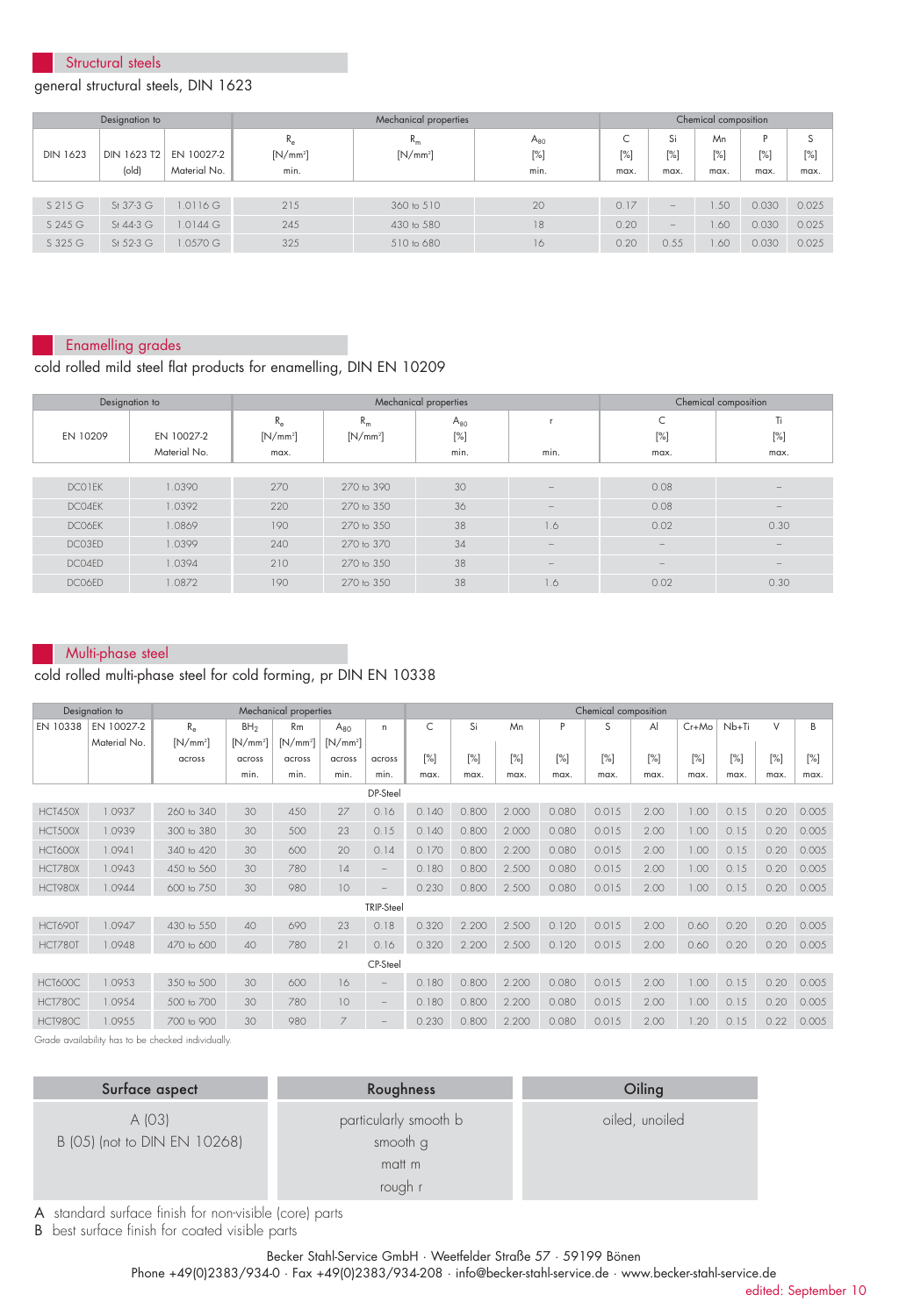## Structural steels

general structural steels, DIN 1623

| Designation to | | | Mechanical properties | | | Chemical composition | | | | |
|---|---|---|---|---|---|---|---|---|---|---|
| DIN 1623 | DIN 1623 T2 (old) | EN 10027-2 Material No. | $R_e$ [N/mm²] min. | $R_m$ [N/mm²] | $A_{80}$ [%] min. | C [%] max. | Si [%] max. | Mn [%] max. | P [%] max. | S [%] max. |
| S 215 G | St 37-3 G | 1.0116 G | 215 | 360 to 510 | 20 | 0.17 | – | 1.50 | 0.030 | 0.025 |
| S 245 G | St 44-3 G | 1.0144 G | 245 | 430 to 580 | 18 | 0.20 | – | 1.60 | 0.030 | 0.025 |
| S 325 G | St 52-3 G | 1.0570 G | 325 | 510 to 680 | 16 | 0.20 | 0.55 | 1.60 | 0.030 | 0.025 |

## Enamelling grades

cold rolled mild steel flat products for enamelling, DIN EN 10209

| Designation to | | Mechanical properties | | | | Chemical composition | |
|---|---|---|---|---|---|---|---|
| EN 10209 | EN 10027-2 Material No. | $R_e$ [N/mm²] max. | $R_m$ [N/mm²] | $A_{80}$ [%] min. | r min. | C [%] max. | Ti [%] max. |
| DC01EK | 1.0390 | 270 | 270 to 390 | 30 | – | 0.08 | – |
| DC04EK | 1.0392 | 220 | 270 to 350 | 36 | – | 0.08 | – |
| DC06EK | 1.0869 | 190 | 270 to 350 | 38 | 1.6 | 0.02 | 0.30 |
| DC03ED | 1.0399 | 240 | 270 to 370 | 34 | – | – | – |
| DC04ED | 1.0394 | 210 | 270 to 350 | 38 | – | – | – |
| DC06ED | 1.0872 | 190 | 270 to 350 | 38 | 1.6 | 0.02 | 0.30 |

## Multi-phase steel

cold rolled multi-phase steel for cold forming, pr DIN EN 10338

| Designation to | | Mechanical properties | | | | | Chemical composition | | | | | | | | | |
|---|---|---|---|---|---|---|---|---|---|---|---|---|---|---|---|---|
| EN 10338 | EN 10027-2 Material No. | $R_e$ [N/mm²] across | $BH_2$ [N/mm²] across min. | Rm [N/mm²] across min. | $A_{80}$ [N/mm²] across min. | n across min. | C [%] max. | Si [%] max. | Mn [%] max. | P [%] max. | S [%] max. | Al [%] max. | Cr+Mo [%] max. | Nb+Ti [%] max. | V [%] max. | B [%] max. |
| | | | | | | DP-Steel | | | | | | | | | | |
| HCT450X | 1.0937 | 260 to 340 | 30 | 450 | 27 | 0.16 | 0.140 | 0.800 | 2.000 | 0.080 | 0.015 | 2.00 | 1.00 | 0.15 | 0.20 | 0.005 |
| HCT500X | 1.0939 | 300 to 380 | 30 | 500 | 23 | 0.15 | 0.140 | 0.800 | 2.000 | 0.080 | 0.015 | 2.00 | 1.00 | 0.15 | 0.20 | 0.005 |
| HCT600X | 1.0941 | 340 to 420 | 30 | 600 | 20 | 0.14 | 0.170 | 0.800 | 2.200 | 0.080 | 0.015 | 2.00 | 1.00 | 0.15 | 0.20 | 0.005 |
| HCT780X | 1.0943 | 450 to 560 | 30 | 780 | 14 | – | 0.180 | 0.800 | 2.500 | 0.080 | 0.015 | 2.00 | 1.00 | 0.15 | 0.20 | 0.005 |
| HCT980X | 1.0944 | 600 to 750 | 30 | 980 | 10 | – | 0.230 | 0.800 | 2.500 | 0.080 | 0.015 | 2.00 | 1.00 | 0.15 | 0.20 | 0.005 |
| | | | | | | TRIP-Steel | | | | | | | | | | |
| HCT690T | 1.0947 | 430 to 550 | 40 | 690 | 23 | 0.18 | 0.320 | 2.200 | 2.500 | 0.120 | 0.015 | 2.00 | 0.60 | 0.20 | 0.20 | 0.005 |
| HCT780T | 1.0948 | 470 to 600 | 40 | 780 | 21 | 0.16 | 0.320 | 2.200 | 2.500 | 0.120 | 0.015 | 2.00 | 0.60 | 0.20 | 0.20 | 0.005 |
| | | | | | | CP-Steel | | | | | | | | | | |
| HCT600C | 1.0953 | 350 to 500 | 30 | 600 | 16 | – | 0.180 | 0.800 | 2.200 | 0.080 | 0.015 | 2.00 | 1.00 | 0.15 | 0.20 | 0.005 |
| HCT780C | 1.0954 | 500 to 700 | 30 | 780 | 10 | – | 0.180 | 0.800 | 2.200 | 0.080 | 0.015 | 2.00 | 1.00 | 0.15 | 0.20 | 0.005 |
| HCT980C | 1.0955 | 700 to 900 | 30 | 980 | 7 | – | 0.230 | 0.800 | 2.200 | 0.080 | 0.015 | 2.00 | 1.20 | 0.15 | 0.22 | 0.005 |

Grade availability has to be checked individually.

| Surface aspect | Roughness | Oiling |
|---|---|---|
| A (03)<br>B (05) (not to DIN EN 10268) | particularly smooth b<br>smooth g<br>matt m<br>rough r | oiled, unoiled |

A standard surface finish for non-visible (core) parts
B best surface finish for coated visible parts

Becker Stahl-Service GmbH · Weetfelder Straße 57 · 59199 Bönen
Phone +49(0)2383/934-0 · Fax +49(0)2383/934-208 · info@becker-stahl-service.de · www.becker-stahl-service.de

edited: September 10